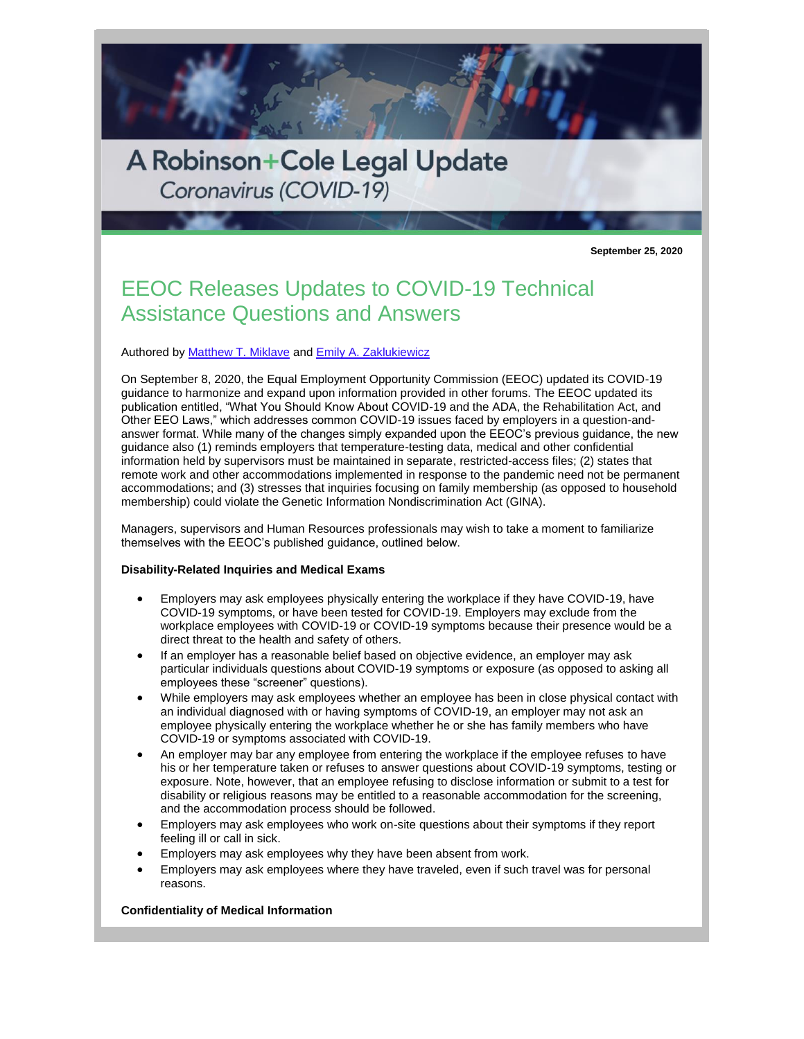A Robinson+Cole Legal Update

*Coronavirus (COVID-19)*

**September 25, 2020**

# EEOC Releases Updates to COVID-19 Technical Assistance Questions and Answers

Authored by [Matthew T. Miklave] and [Emily A. Zaklukiewicz]

On September 8, 2020, the Equal Employment Opportunity Commission (EEOC) updated its COVID-19 guidance to harmonize and expand upon information provided in other forums. The EEOC updated its publication entitled, "What You Should Know About COVID-19 and the ADA, the Rehabilitation Act, and Other EEO Laws," which addresses common COVID-19 issues faced by employers in a question-and-answer format. While many of the changes simply expanded upon the EEOC's previous guidance, the new guidance also (1) reminds employers that temperature-testing data, medical and other confidential information held by supervisors must be maintained in separate, restricted-access files; (2) states that remote work and other accommodations implemented in response to the pandemic need not be permanent accommodations; and (3) stresses that inquiries focusing on family membership (as opposed to household membership) could violate the Genetic Information Nondiscrimination Act (GINA).

Managers, supervisors and Human Resources professionals may wish to take a moment to familiarize themselves with the EEOC's published guidance, outlined below.

**Disability-Related Inquiries and Medical Exams**

- Employers may ask employees physically entering the workplace if they have COVID-19, have COVID-19 symptoms, or have been tested for COVID-19. Employers may exclude from the workplace employees with COVID-19 or COVID-19 symptoms because their presence would be a direct threat to the health and safety of others.
- If an employer has a reasonable belief based on objective evidence, an employer may ask particular individuals questions about COVID-19 symptoms or exposure (as opposed to asking all employees these "screener" questions).
- While employers may ask employees whether an employee has been in close physical contact with an individual diagnosed with or having symptoms of COVID-19, an employer may not ask an employee physically entering the workplace whether he or she has family members who have COVID-19 or symptoms associated with COVID-19.
- An employer may bar any employee from entering the workplace if the employee refuses to have his or her temperature taken or refuses to answer questions about COVID-19 symptoms, testing or exposure. Note, however, that an employee refusing to disclose information or submit to a test for disability or religious reasons may be entitled to a reasonable accommodation for the screening, and the accommodation process should be followed.
- Employers may ask employees who work on-site questions about their symptoms if they report feeling ill or call in sick.
- Employers may ask employees why they have been absent from work.
- Employers may ask employees where they have traveled, even if such travel was for personal reasons.

**Confidentiality of Medical Information**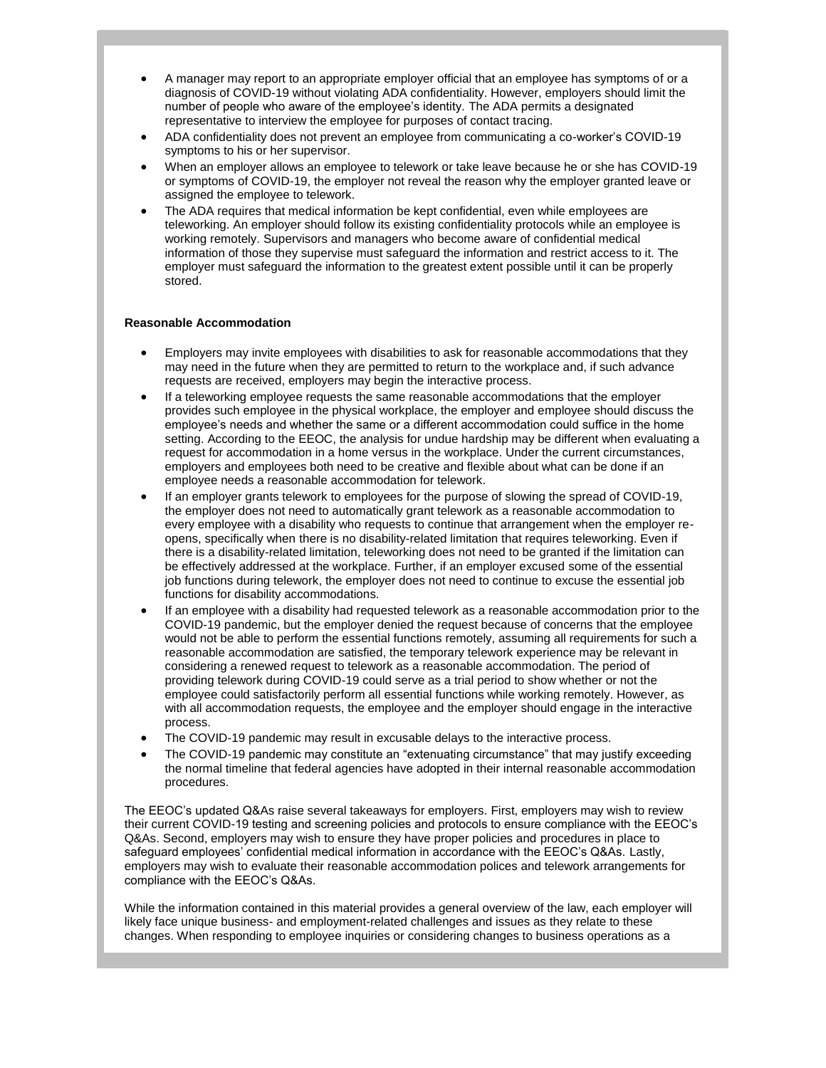- A manager may report to an appropriate employer official that an employee has symptoms of or a diagnosis of COVID-19 without violating ADA confidentiality. However, employers should limit the number of people who aware of the employee's identity. The ADA permits a designated representative to interview the employee for purposes of contact tracing.
- ADA confidentiality does not prevent an employee from communicating a co-worker's COVID-19 symptoms to his or her supervisor.
- When an employer allows an employee to telework or take leave because he or she has COVID-19 or symptoms of COVID-19, the employer not reveal the reason why the employer granted leave or assigned the employee to telework.
- The ADA requires that medical information be kept confidential, even while employees are teleworking. An employer should follow its existing confidentiality protocols while an employee is working remotely. Supervisors and managers who become aware of confidential medical information of those they supervise must safeguard the information and restrict access to it. The employer must safeguard the information to the greatest extent possible until it can be properly stored.

**Reasonable Accommodation**

- Employers may invite employees with disabilities to ask for reasonable accommodations that they may need in the future when they are permitted to return to the workplace and, if such advance requests are received, employers may begin the interactive process.
- If a teleworking employee requests the same reasonable accommodations that the employer provides such employee in the physical workplace, the employer and employee should discuss the employee's needs and whether the same or a different accommodation could suffice in the home setting. According to the EEOC, the analysis for undue hardship may be different when evaluating a request for accommodation in a home versus in the workplace. Under the current circumstances, employers and employees both need to be creative and flexible about what can be done if an employee needs a reasonable accommodation for telework.
- If an employer grants telework to employees for the purpose of slowing the spread of COVID-19, the employer does not need to automatically grant telework as a reasonable accommodation to every employee with a disability who requests to continue that arrangement when the employer re-opens, specifically when there is no disability-related limitation that requires teleworking. Even if there is a disability-related limitation, teleworking does not need to be granted if the limitation can be effectively addressed at the workplace. Further, if an employer excused some of the essential job functions during telework, the employer does not need to continue to excuse the essential job functions for disability accommodations.
- If an employee with a disability had requested telework as a reasonable accommodation prior to the COVID-19 pandemic, but the employer denied the request because of concerns that the employee would not be able to perform the essential functions remotely, assuming all requirements for such a reasonable accommodation are satisfied, the temporary telework experience may be relevant in considering a renewed request to telework as a reasonable accommodation. The period of providing telework during COVID-19 could serve as a trial period to show whether or not the employee could satisfactorily perform all essential functions while working remotely. However, as with all accommodation requests, the employee and the employer should engage in the interactive process.
- The COVID-19 pandemic may result in excusable delays to the interactive process.
- The COVID-19 pandemic may constitute an "extenuating circumstance" that may justify exceeding the normal timeline that federal agencies have adopted in their internal reasonable accommodation procedures.

The EEOC's updated Q&As raise several takeaways for employers. First, employers may wish to review their current COVID-19 testing and screening policies and protocols to ensure compliance with the EEOC's Q&As. Second, employers may wish to ensure they have proper policies and procedures in place to safeguard employees' confidential medical information in accordance with the EEOC's Q&As. Lastly, employers may wish to evaluate their reasonable accommodation polices and telework arrangements for compliance with the EEOC's Q&As.

While the information contained in this material provides a general overview of the law, each employer will likely face unique business- and employment-related challenges and issues as they relate to these changes. When responding to employee inquiries or considering changes to business operations as a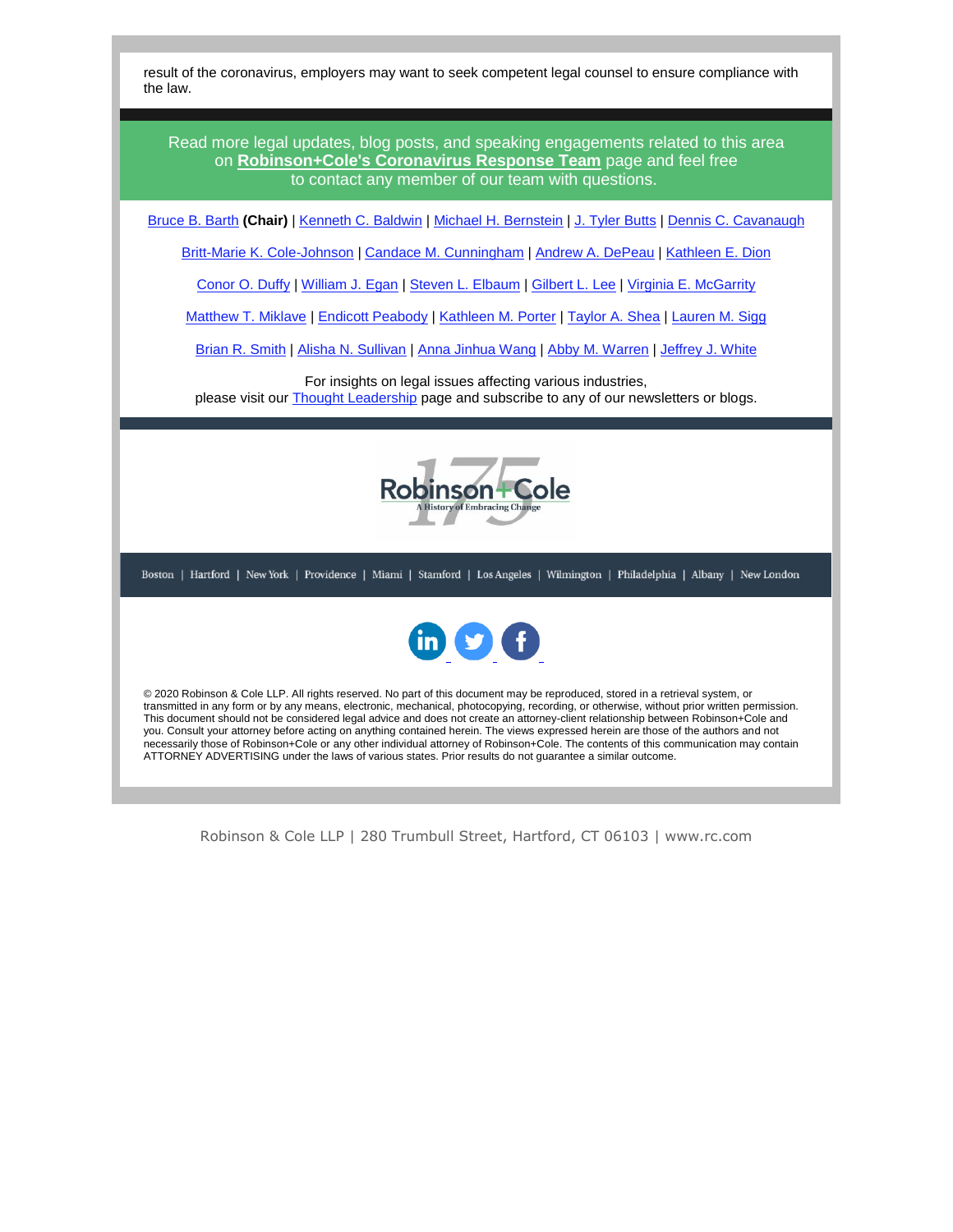result of the coronavirus, employers may want to seek competent legal counsel to ensure compliance with the law.

Read more legal updates, blog posts, and speaking engagements related to this area on **Robinson+Cole's Coronavirus Response Team** page and feel free to contact any member of our team with questions.

Bruce B. Barth **(Chair)** | Kenneth C. Baldwin | Michael H. Bernstein | J. Tyler Butts | Dennis C. Cavanaugh

Britt-Marie K. Cole-Johnson | Candace M. Cunningham | Andrew A. DePeau | Kathleen E. Dion

Conor O. Duffy | William J. Egan | Steven L. Elbaum | Gilbert L. Lee | Virginia E. McGarrity

Matthew T. Miklave | Endicott Peabody | Kathleen M. Porter | Taylor A. Shea | Lauren M. Sigg

Brian R. Smith | Alisha N. Sullivan | Anna Jinhua Wang | Abby M. Warren | Jeffrey J. White

For insights on legal issues affecting various industries, please visit our Thought Leadership page and subscribe to any of our newsletters or blogs.

Robinson+Cole 175 A History of Embracing Change

Boston | Hartford | New York | Providence | Miami | Stamford | Los Angeles | Wilmington | Philadelphia | Albany | New London

© 2020 Robinson & Cole LLP. All rights reserved. No part of this document may be reproduced, stored in a retrieval system, or transmitted in any form or by any means, electronic, mechanical, photocopying, recording, or otherwise, without prior written permission. This document should not be considered legal advice and does not create an attorney-client relationship between Robinson+Cole and you. Consult your attorney before acting on anything contained herein. The views expressed herein are those of the authors and not necessarily those of Robinson+Cole or any other individual attorney of Robinson+Cole. The contents of this communication may contain ATTORNEY ADVERTISING under the laws of various states. Prior results do not guarantee a similar outcome.

Robinson & Cole LLP | 280 Trumbull Street, Hartford, CT 06103 | www.rc.com